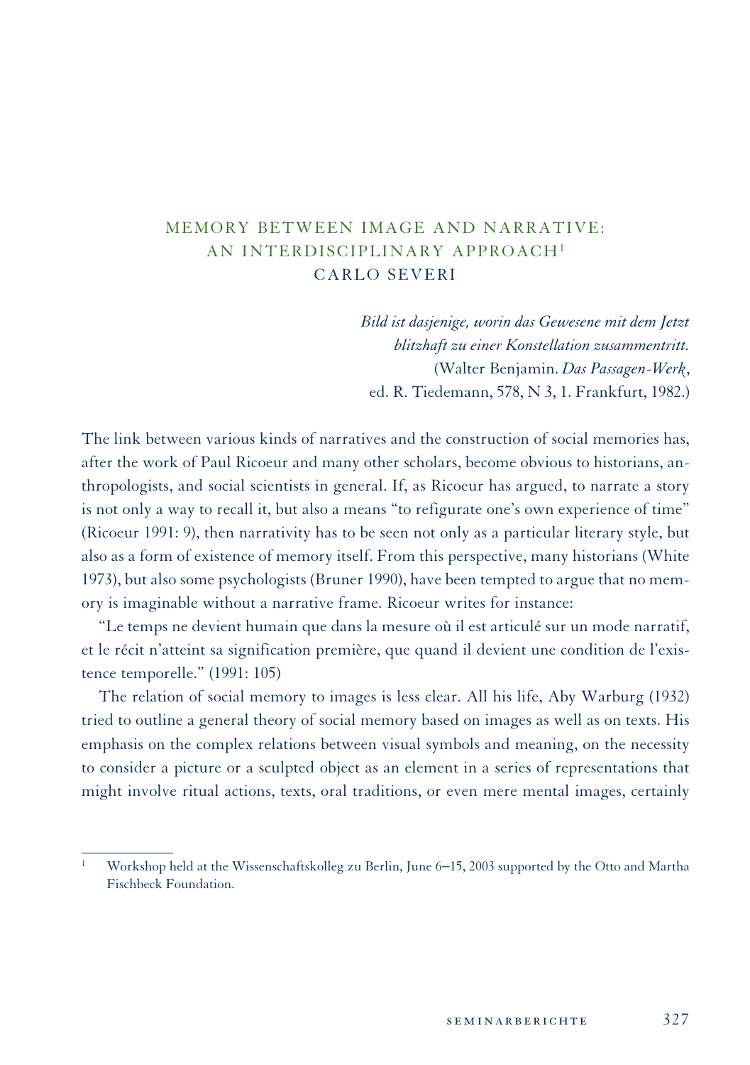# MEMORY BETWEEN IMAGE AND NARRATIVE: AN INTERDISCIPLINARY APPROACH[1]

## CARLO SEVERI

> *Bild ist dasjenige, worin das Gewesene mit dem Jetzt blitzhaft zu einer Konstellation zusammentritt.*
> (Walter Benjamin. *Das Passagen-Werk*, ed. R. Tiedemann, 578, N 3, 1. Frankfurt, 1982.)

The link between various kinds of narratives and the construction of social memories has, after the work of Paul Ricoeur and many other scholars, become obvious to historians, anthropologists, and social scientists in general. If, as Ricoeur has argued, to narrate a story is not only a way to recall it, but also a means "to refigurate one's own experience of time" (Ricoeur 1991: 9), then narrativity has to be seen not only as a particular literary style, but also as a form of existence of memory itself. From this perspective, many historians (White 1973), but also some psychologists (Bruner 1990), have been tempted to argue that no memory is imaginable without a narrative frame. Ricoeur writes for instance:

"Le temps ne devient humain que dans la mesure où il est articulé sur un mode narratif, et le récit n'atteint sa signification première, que quand il devient une condition de l'existence temporelle." (1991: 105)

The relation of social memory to images is less clear. All his life, Aby Warburg (1932) tried to outline a general theory of social memory based on images as well as on texts. His emphasis on the complex relations between visual symbols and meaning, on the necessity to consider a picture or a sculpted object as an element in a series of representations that might involve ritual actions, texts, oral traditions, or even mere mental images, certainly

---

[1] Workshop held at the Wissenschaftskolleg zu Berlin, June 6–15, 2003 supported by the Otto and Martha Fischbeck Foundation.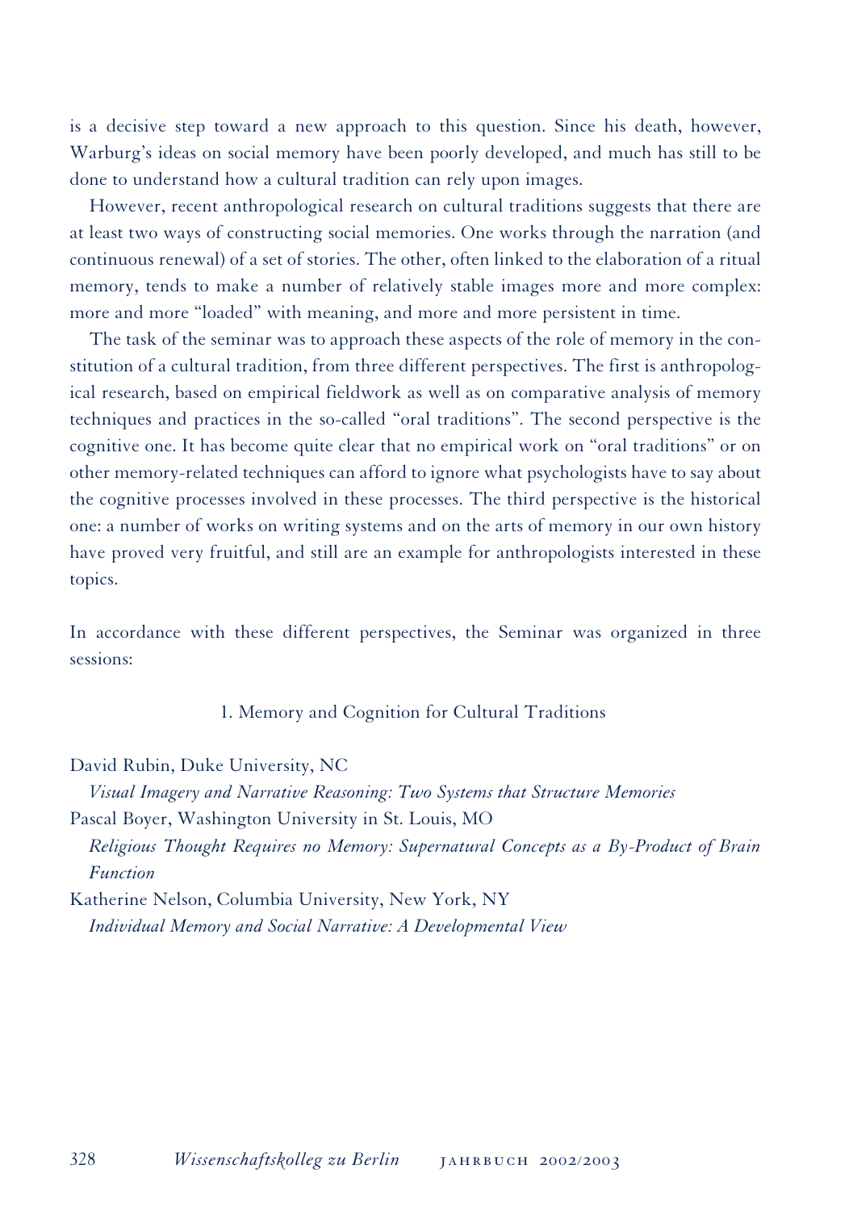is a decisive step toward a new approach to this question. Since his death, however, Warburg's ideas on social memory have been poorly developed, and much has still to be done to understand how a cultural tradition can rely upon images.

However, recent anthropological research on cultural traditions suggests that there are at least two ways of constructing social memories. One works through the narration (and continuous renewal) of a set of stories. The other, often linked to the elaboration of a ritual memory, tends to make a number of relatively stable images more and more complex: more and more "loaded" with meaning, and more and more persistent in time.

The task of the seminar was to approach these aspects of the role of memory in the constitution of a cultural tradition, from three different perspectives. The first is anthropological research, based on empirical fieldwork as well as on comparative analysis of memory techniques and practices in the so-called "oral traditions". The second perspective is the cognitive one. It has become quite clear that no empirical work on "oral traditions" or on other memory-related techniques can afford to ignore what psychologists have to say about the cognitive processes involved in these processes. The third perspective is the historical one: a number of works on writing systems and on the arts of memory in our own history have proved very fruitful, and still are an example for anthropologists interested in these topics.

In accordance with these different perspectives, the Seminar was organized in three sessions:

1. Memory and Cognition for Cultural Traditions

David Rubin, Duke University, NC
*Visual Imagery and Narrative Reasoning: Two Systems that Structure Memories*

Pascal Boyer, Washington University in St. Louis, MO
*Religious Thought Requires no Memory: Supernatural Concepts as a By-Product of Brain Function*

Katherine Nelson, Columbia University, New York, NY
*Individual Memory and Social Narrative: A Developmental View*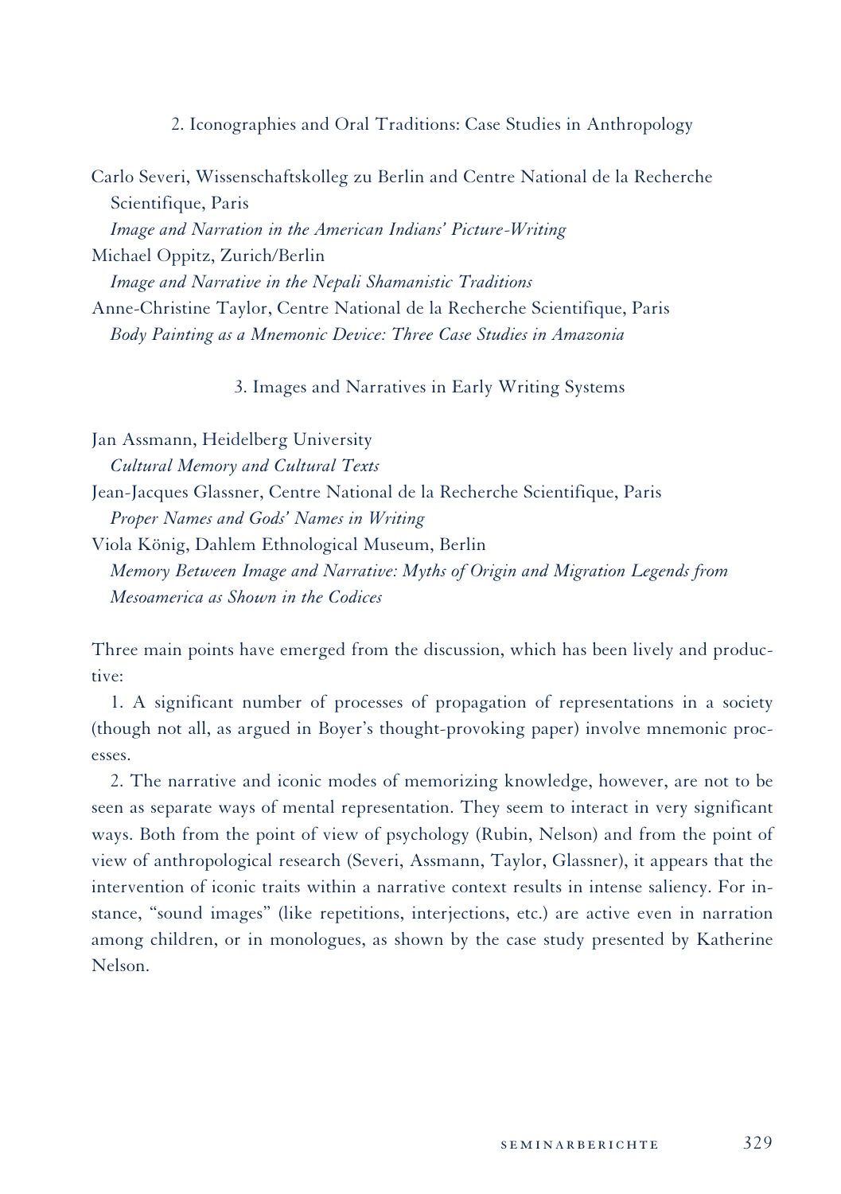## 2. Iconographies and Oral Traditions: Case Studies in Anthropology

Carlo Severi, Wissenschaftskolleg zu Berlin and Centre National de la Recherche Scientifique, Paris
*Image and Narration in the American Indians' Picture-Writing*

Michael Oppitz, Zurich/Berlin
*Image and Narrative in the Nepali Shamanistic Traditions*

Anne-Christine Taylor, Centre National de la Recherche Scientifique, Paris
*Body Painting as a Mnemonic Device: Three Case Studies in Amazonia*

## 3. Images and Narratives in Early Writing Systems

Jan Assmann, Heidelberg University
*Cultural Memory and Cultural Texts*

Jean-Jacques Glassner, Centre National de la Recherche Scientifique, Paris
*Proper Names and Gods' Names in Writing*

Viola König, Dahlem Ethnological Museum, Berlin
*Memory Between Image and Narrative: Myths of Origin and Migration Legends from Mesoamerica as Shown in the Codices*

Three main points have emerged from the discussion, which has been lively and productive:

1. A significant number of processes of propagation of representations in a society (though not all, as argued in Boyer's thought-provoking paper) involve mnemonic processes.

2. The narrative and iconic modes of memorizing knowledge, however, are not to be seen as separate ways of mental representation. They seem to interact in very significant ways. Both from the point of view of psychology (Rubin, Nelson) and from the point of view of anthropological research (Severi, Assmann, Taylor, Glassner), it appears that the intervention of iconic traits within a narrative context results in intense saliency. For instance, "sound images" (like repetitions, interjections, etc.) are active even in narration among children, or in monologues, as shown by the case study presented by Katherine Nelson.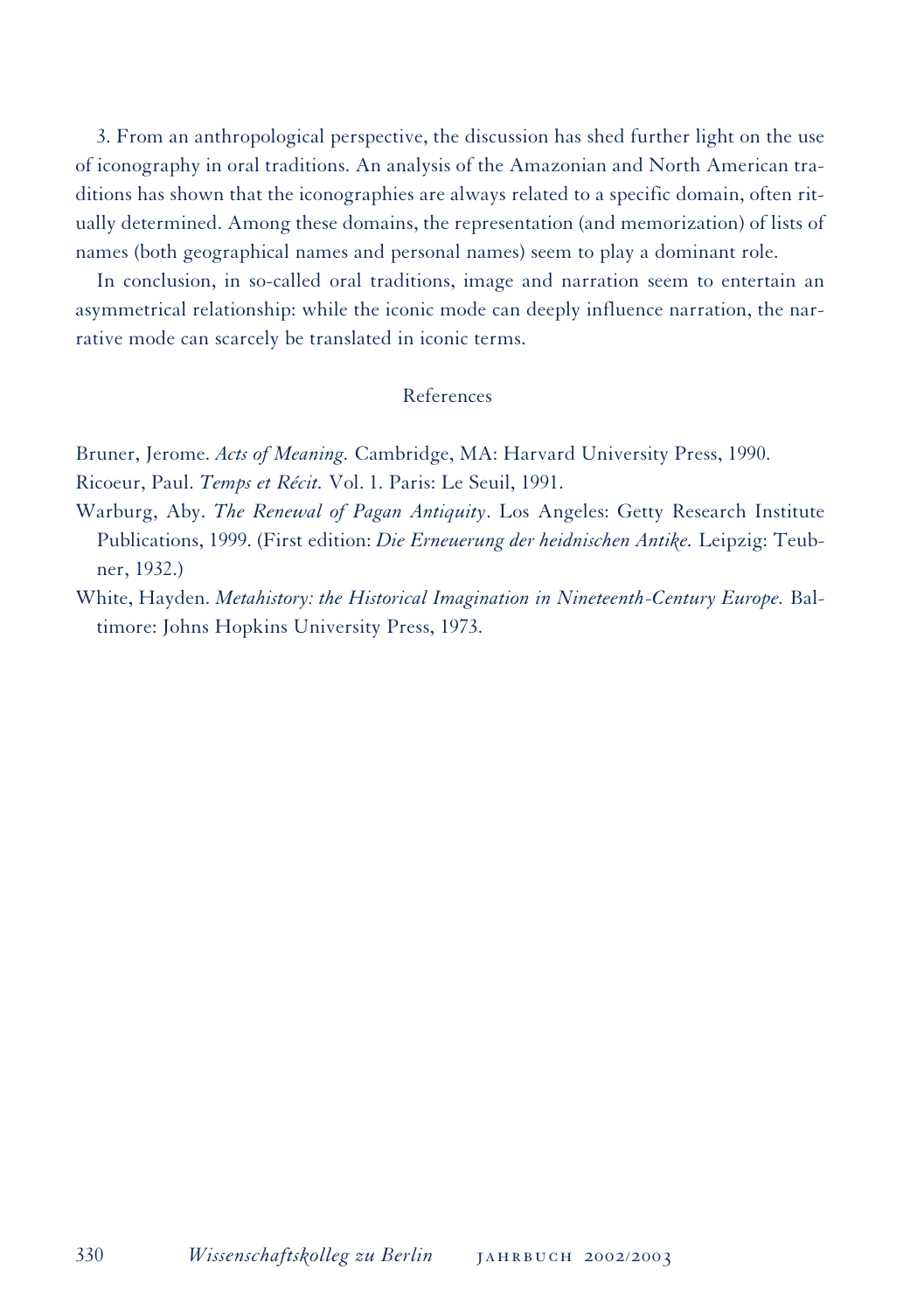3. From an anthropological perspective, the discussion has shed further light on the use of iconography in oral traditions. An analysis of the Amazonian and North American traditions has shown that the iconographies are always related to a specific domain, often ritually determined. Among these domains, the representation (and memorization) of lists of names (both geographical names and personal names) seem to play a dominant role.

In conclusion, in so-called oral traditions, image and narration seem to entertain an asymmetrical relationship: while the iconic mode can deeply influence narration, the narrative mode can scarcely be translated in iconic terms.

## References

Bruner, Jerome. *Acts of Meaning.* Cambridge, MA: Harvard University Press, 1990.

Ricoeur, Paul. *Temps et Récit.* Vol. 1. Paris: Le Seuil, 1991.

Warburg, Aby. *The Renewal of Pagan Antiquity*. Los Angeles: Getty Research Institute Publications, 1999. (First edition: *Die Erneuerung der heidnischen Antike.* Leipzig: Teubner, 1932.)

White, Hayden. *Metahistory: the Historical Imagination in Nineteenth-Century Europe.* Baltimore: Johns Hopkins University Press, 1973.